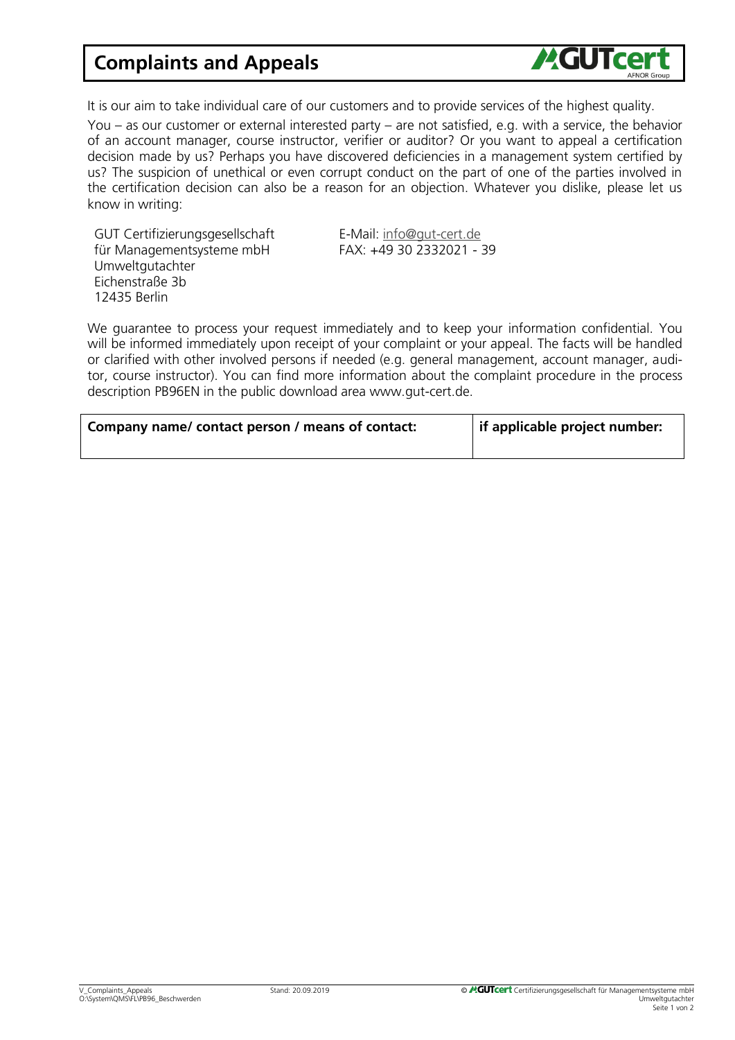# Complaints and Appeals

It is our aim to take individual care of our customers and to provide services of the highest quality.

You – as our customer or external interested party – are not satisfied, e.g. with a service, the behavior of an account manager, course instructor, verifier or auditor? Or you want to appeal a certification decision made by us? Perhaps you have discovered deficiencies in a management system certified by us? The suspicion of unethical or even corrupt conduct on the part of one of the parties involved in the certification decision can also be a reason for an objection. Whatever you dislike, please let us know in writing:

GUT Certifizierungsgesellschaft
für Managementsysteme mbH
Umweltgutachter
Eichenstraße 3b
12435 Berlin

E-Mail: info@gut-cert.de
FAX: +49 30 2332021 - 39

We guarantee to process your request immediately and to keep your information confidential. You will be informed immediately upon receipt of your complaint or your appeal. The facts will be handled or clarified with other involved persons if needed (e.g. general management, account manager, auditor, course instructor). You can find more information about the complaint procedure in the process description PB96EN in the public download area www.gut-cert.de.

| **Company name/ contact person / means of contact:** | **if applicable project number:** |
|---|---|
| | |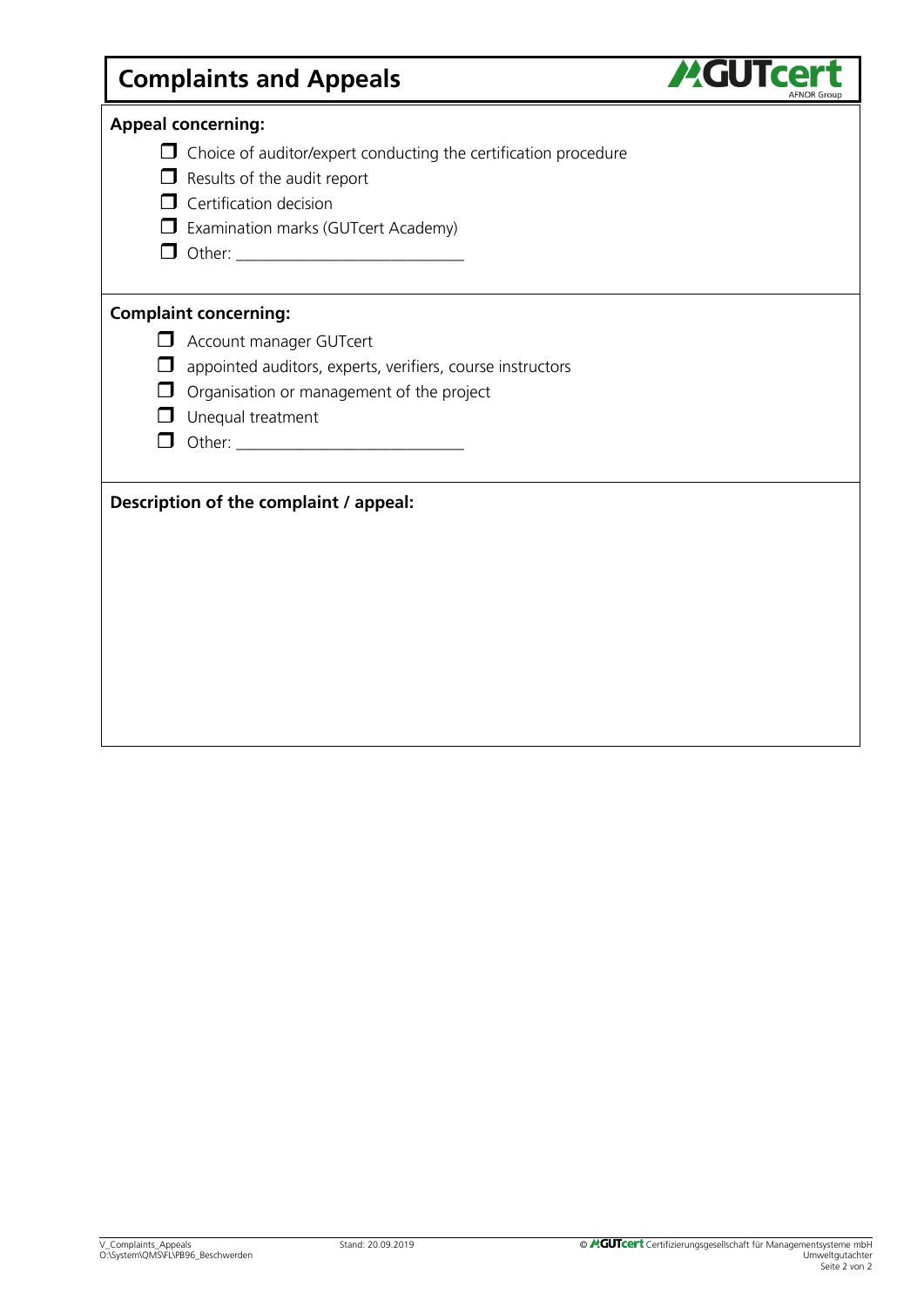# Complaints and Appeals

**Appeal concerning:**

- ☐ Choice of auditor/expert conducting the certification procedure
- ☐ Results of the audit report
- ☐ Certification decision
- ☐ Examination marks (GUTcert Academy)
- ☐ Other: ___________________________

**Complaint concerning:**

- ☐ Account manager GUTcert
- ☐ appointed auditors, experts, verifiers, course instructors
- ☐ Organisation or management of the project
- ☐ Unequal treatment
- ☐ Other: ___________________________

**Description of the complaint / appeal:**